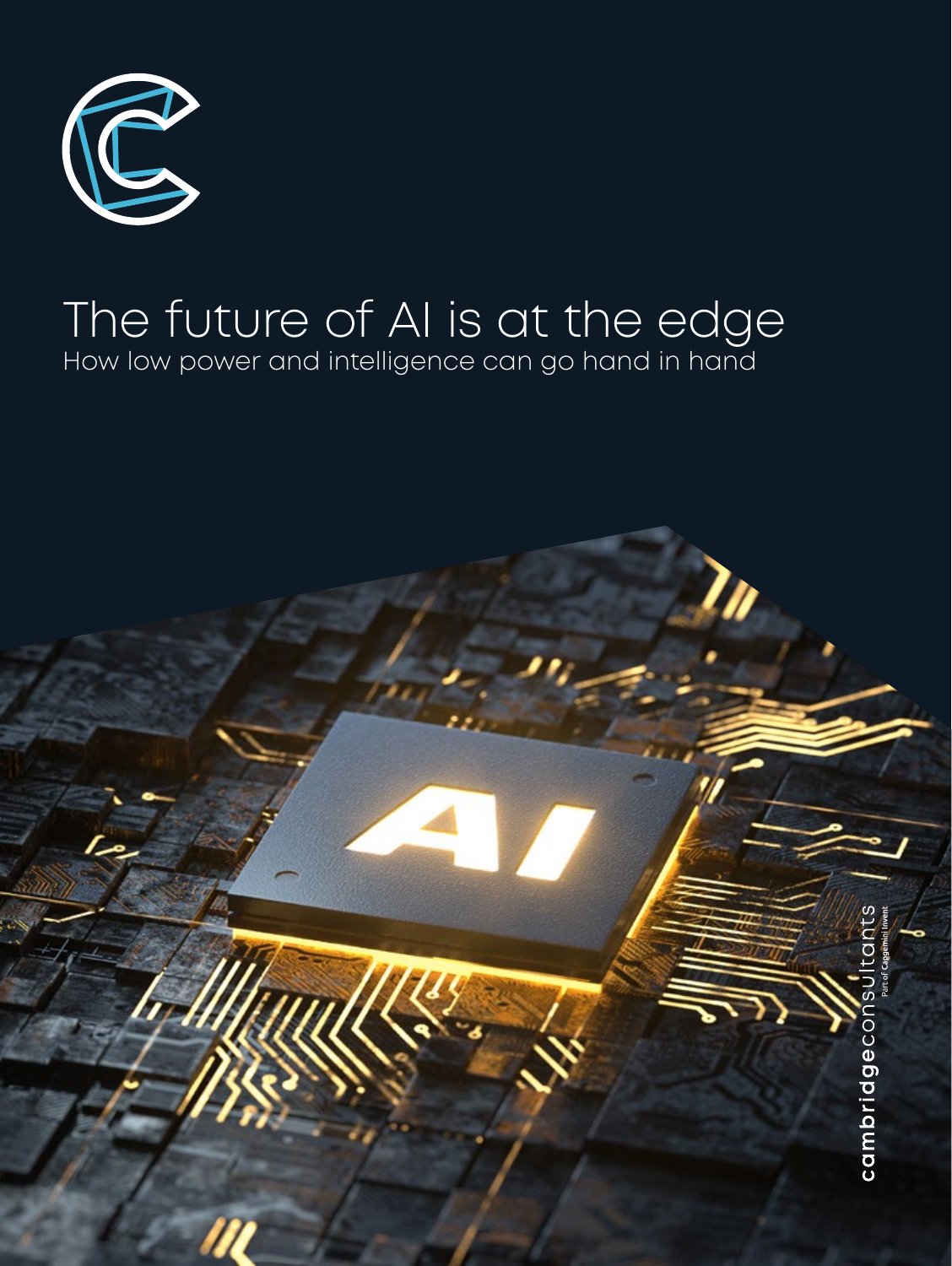# The future of AI is at the edge

How low power and intelligence can go hand in hand

cambridgeconsultants
Part of Capgemini Invent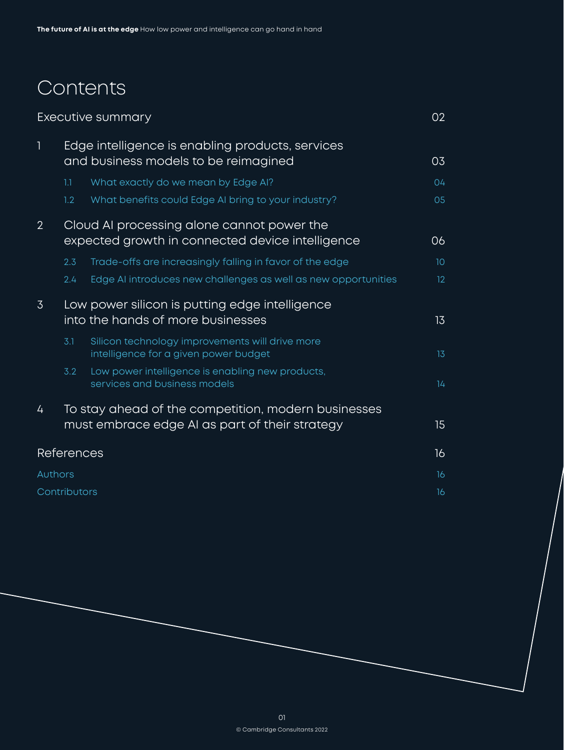# Contents

| | | |
|---|---|---|
| Executive summary | | 02 |
| 1 | Edge intelligence is enabling products, services and business models to be reimagined | 03 |
| 1.1 | What exactly do we mean by Edge AI? | 04 |
| 1.2 | What benefits could Edge AI bring to your industry? | 05 |
| 2 | Cloud AI processing alone cannot power the expected growth in connected device intelligence | 06 |
| 2.3 | Trade-offs are increasingly falling in favor of the edge | 10 |
| 2.4 | Edge AI introduces new challenges as well as new opportunities | 12 |
| 3 | Low power silicon is putting edge intelligence into the hands of more businesses | 13 |
| 3.1 | Silicon technology improvements will drive more intelligence for a given power budget | 13 |
| 3.2 | Low power intelligence is enabling new products, services and business models | 14 |
| 4 | To stay ahead of the competition, modern businesses must embrace edge AI as part of their strategy | 15 |
| References | | 16 |
| Authors | | 16 |
| Contributors | | 16 |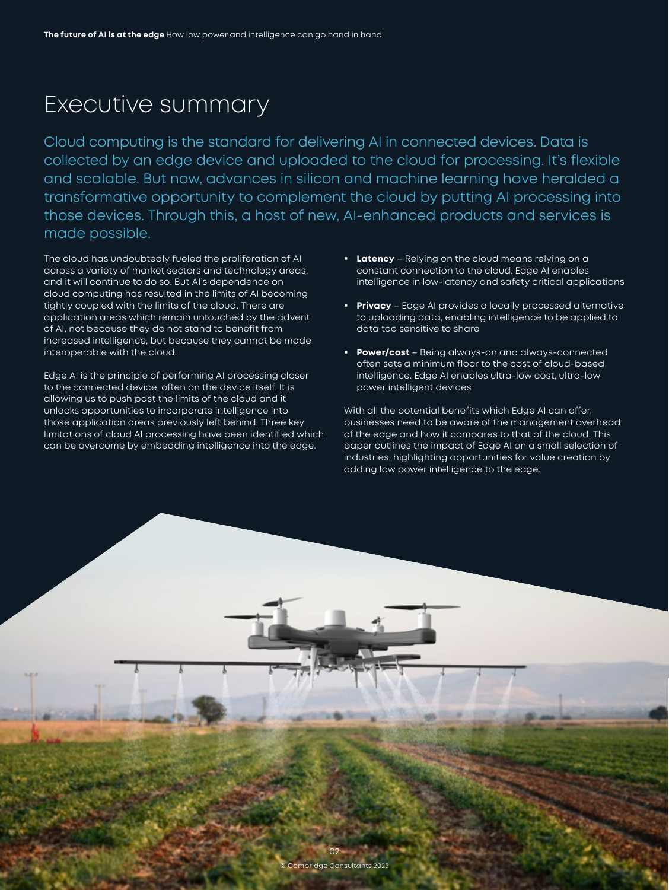# Executive summary

Cloud computing is the standard for delivering AI in connected devices. Data is collected by an edge device and uploaded to the cloud for processing. It's flexible and scalable. But now, advances in silicon and machine learning have heralded a transformative opportunity to complement the cloud by putting AI processing into those devices. Through this, a host of new, AI-enhanced products and services is made possible.

The cloud has undoubtedly fueled the proliferation of AI across a variety of market sectors and technology areas, and it will continue to do so. But AI's dependence on cloud computing has resulted in the limits of AI becoming tightly coupled with the limits of the cloud. There are application areas which remain untouched by the advent of AI, not because they do not stand to benefit from increased intelligence, but because they cannot be made interoperable with the cloud.

Edge AI is the principle of performing AI processing closer to the connected device, often on the device itself. It is allowing us to push past the limits of the cloud and it unlocks opportunities to incorporate intelligence into those application areas previously left behind. Three key limitations of cloud AI processing have been identified which can be overcome by embedding intelligence into the edge.

- **Latency** – Relying on the cloud means relying on a constant connection to the cloud. Edge AI enables intelligence in low-latency and safety critical applications
- **Privacy** – Edge AI provides a locally processed alternative to uploading data, enabling intelligence to be applied to data too sensitive to share
- **Power/cost** – Being always-on and always-connected often sets a minimum floor to the cost of cloud-based intelligence. Edge AI enables ultra-low cost, ultra-low power intelligent devices

With all the potential benefits which Edge AI can offer, businesses need to be aware of the management overhead of the edge and how it compares to that of the cloud. This paper outlines the impact of Edge AI on a small selection of industries, highlighting opportunities for value creation by adding low power intelligence to the edge.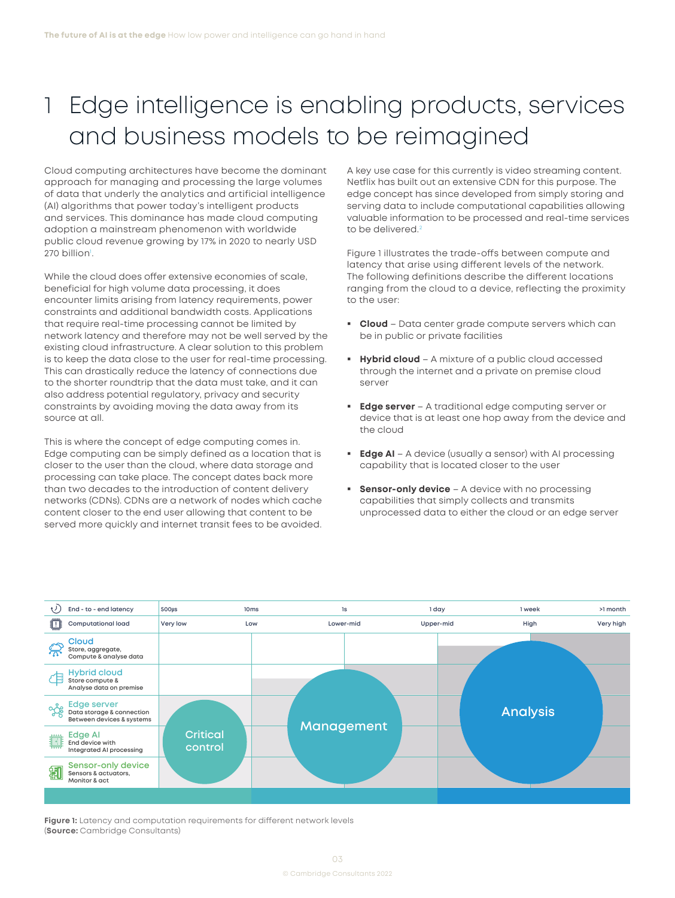# 1 Edge intelligence is enabling products, services and business models to be reimagined

Cloud computing architectures have become the dominant approach for managing and processing the large volumes of data that underly the analytics and artificial intelligence (AI) algorithms that power today's intelligent products and services. This dominance has made cloud computing adoption a mainstream phenomenon with worldwide public cloud revenue growing by 17% in 2020 to nearly USD 270 billion[1].

While the cloud does offer extensive economies of scale, beneficial for high volume data processing, it does encounter limits arising from latency requirements, power constraints and additional bandwidth costs. Applications that require real-time processing cannot be limited by network latency and therefore may not be well served by the existing cloud infrastructure. A clear solution to this problem is to keep the data close to the user for real-time processing. This can drastically reduce the latency of connections due to the shorter roundtrip that the data must take, and it can also address potential regulatory, privacy and security constraints by avoiding moving the data away from its source at all.

This is where the concept of edge computing comes in. Edge computing can be simply defined as a location that is closer to the user than the cloud, where data storage and processing can take place. The concept dates back more than two decades to the introduction of content delivery networks (CDNs). CDNs are a network of nodes which cache content closer to the end user allowing that content to be served more quickly and internet transit fees to be avoided.

A key use case for this currently is video streaming content. Netflix has built out an extensive CDN for this purpose. The edge concept has since developed from simply storing and serving data to include computational capabilities allowing valuable information to be processed and real-time services to be delivered.[2]

Figure 1 illustrates the trade-offs between compute and latency that arise using different levels of the network. The following definitions describe the different locations ranging from the cloud to a device, reflecting the proximity to the user:

- **Cloud** – Data center grade compute servers which can be in public or private facilities
- **Hybrid cloud** – A mixture of a public cloud accessed through the internet and a private on premise cloud server
- **Edge server** – A traditional edge computing server or device that is at least one hop away from the device and the cloud
- **Edge AI** – A device (usually a sensor) with AI processing capability that is located closer to the user
- **Sensor-only device** – A device with no processing capabilities that simply collects and transmits unprocessed data to either the cloud or an edge server

| End - to - end latency | 500µs | 10ms | 1s | 1 day | 1 week | >1 month |
|---|---|---|---|---|---|---|
| Computational load | Very low | Low | Lower-mid | Upper-mid | High | Very high |
| **Cloud** Store, aggregate, Compute & analyse data | | | | | | |
| **Hybrid cloud** Store compute & Analyse data on premise | | | | | | |
| **Edge server** Data storage & connection Between devices & systems | | | | | | |
| **Edge AI** End device with Integrated AI processing | | | | | | |
| **Sensor-only device** Sensors & actuators, Monitor & act | | | | | | |

Critical control · Management · Analysis

**Figure 1:** Latency and computation requirements for different network levels
(**Source:** Cambridge Consultants)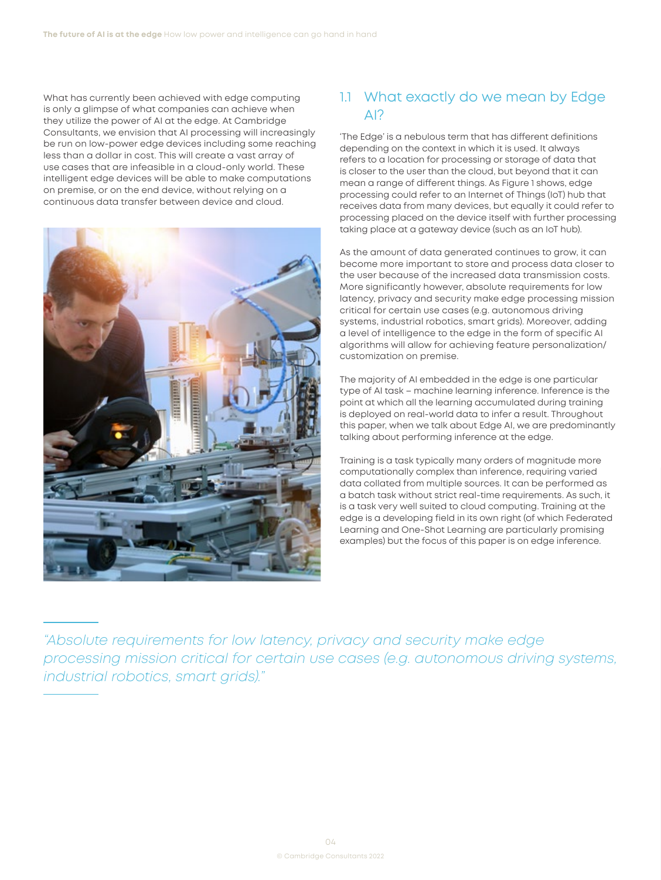What has currently been achieved with edge computing is only a glimpse of what companies can achieve when they utilize the power of AI at the edge. At Cambridge Consultants, we envision that AI processing will increasingly be run on low-power edge devices including some reaching less than a dollar in cost. This will create a vast array of use cases that are infeasible in a cloud-only world. These intelligent edge devices will be able to make computations on premise, or on the end device, without relying on a continuous data transfer between device and cloud.

## 1.1 What exactly do we mean by Edge AI?

'The Edge' is a nebulous term that has different definitions depending on the context in which it is used. It always refers to a location for processing or storage of data that is closer to the user than the cloud, but beyond that it can mean a range of different things. As Figure 1 shows, edge processing could refer to an Internet of Things (IoT) hub that receives data from many devices, but equally it could refer to processing placed on the device itself with further processing taking place at a gateway device (such as an IoT hub).

As the amount of data generated continues to grow, it can become more important to store and process data closer to the user because of the increased data transmission costs. More significantly however, absolute requirements for low latency, privacy and security make edge processing mission critical for certain use cases (e.g. autonomous driving systems, industrial robotics, smart grids). Moreover, adding a level of intelligence to the edge in the form of specific AI algorithms will allow for achieving feature personalization/customization on premise.

The majority of AI embedded in the edge is one particular type of AI task – machine learning inference. Inference is the point at which all the learning accumulated during training is deployed on real-world data to infer a result. Throughout this paper, when we talk about Edge AI, we are predominantly talking about performing inference at the edge.

Training is a task typically many orders of magnitude more computationally complex than inference, requiring varied data collated from multiple sources. It can be performed as a batch task without strict real-time requirements. As such, it is a task very well suited to cloud computing. Training at the edge is a developing field in its own right (of which Federated Learning and One-Shot Learning are particularly promising examples) but the focus of this paper is on edge inference.

*"Absolute requirements for low latency, privacy and security make edge processing mission critical for certain use cases (e.g. autonomous driving systems, industrial robotics, smart grids)."*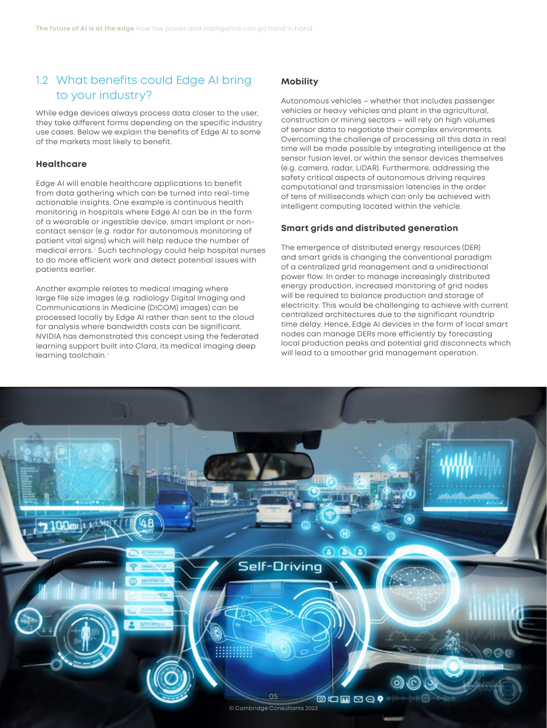## 1.2 What benefits could Edge AI bring to your industry?

While edge devices always process data closer to the user, they take different forms depending on the specific industry use cases. Below we explain the benefits of Edge AI to some of the markets most likely to benefit.

### Healthcare

Edge AI will enable healthcare applications to benefit from data gathering which can be turned into real-time actionable insights. One example is continuous health monitoring in hospitals where Edge AI can be in the form of a wearable or ingestible device, smart implant or non-contact sensor (e.g. radar for autonomous monitoring of patient vital signs) which will help reduce the number of medical errors.[3] Such technology could help hospital nurses to do more efficient work and detect potential issues with patients earlier.

Another example relates to medical imaging where large file size images (e.g. radiology Digital Imaging and Communications in Medicine (DICOM) images) can be processed locally by Edge AI rather than sent to the cloud for analysis where bandwidth costs can be significant. NVIDIA has demonstrated this concept using the federated learning support built into Clara, its medical imaging deep learning toolchain.[4]

### Mobility

Autonomous vehicles – whether that includes passenger vehicles or heavy vehicles and plant in the agricultural, construction or mining sectors – will rely on high volumes of sensor data to negotiate their complex environments. Overcoming the challenge of processing all this data in real time will be made possible by integrating intelligence at the sensor fusion level, or within the sensor devices themselves (e.g. camera, radar, LiDAR). Furthermore, addressing the safety critical aspects of autonomous driving requires computational and transmission latencies in the order of tens of milliseconds which can only be achieved with intelligent computing located within the vehicle.

### Smart grids and distributed generation

The emergence of distributed energy resources (DER) and smart grids is changing the conventional paradigm of a centralized grid management and a unidirectional power flow. In order to manage increasingly distributed energy production, increased monitoring of grid nodes will be required to balance production and storage of electricity. This would be challenging to achieve with current centralized architectures due to the significant roundtrip time delay. Hence, Edge AI devices in the form of local smart nodes can manage DERs more efficiently by forecasting local production peaks and potential grid disconnects which will lead to a smoother grid management operation.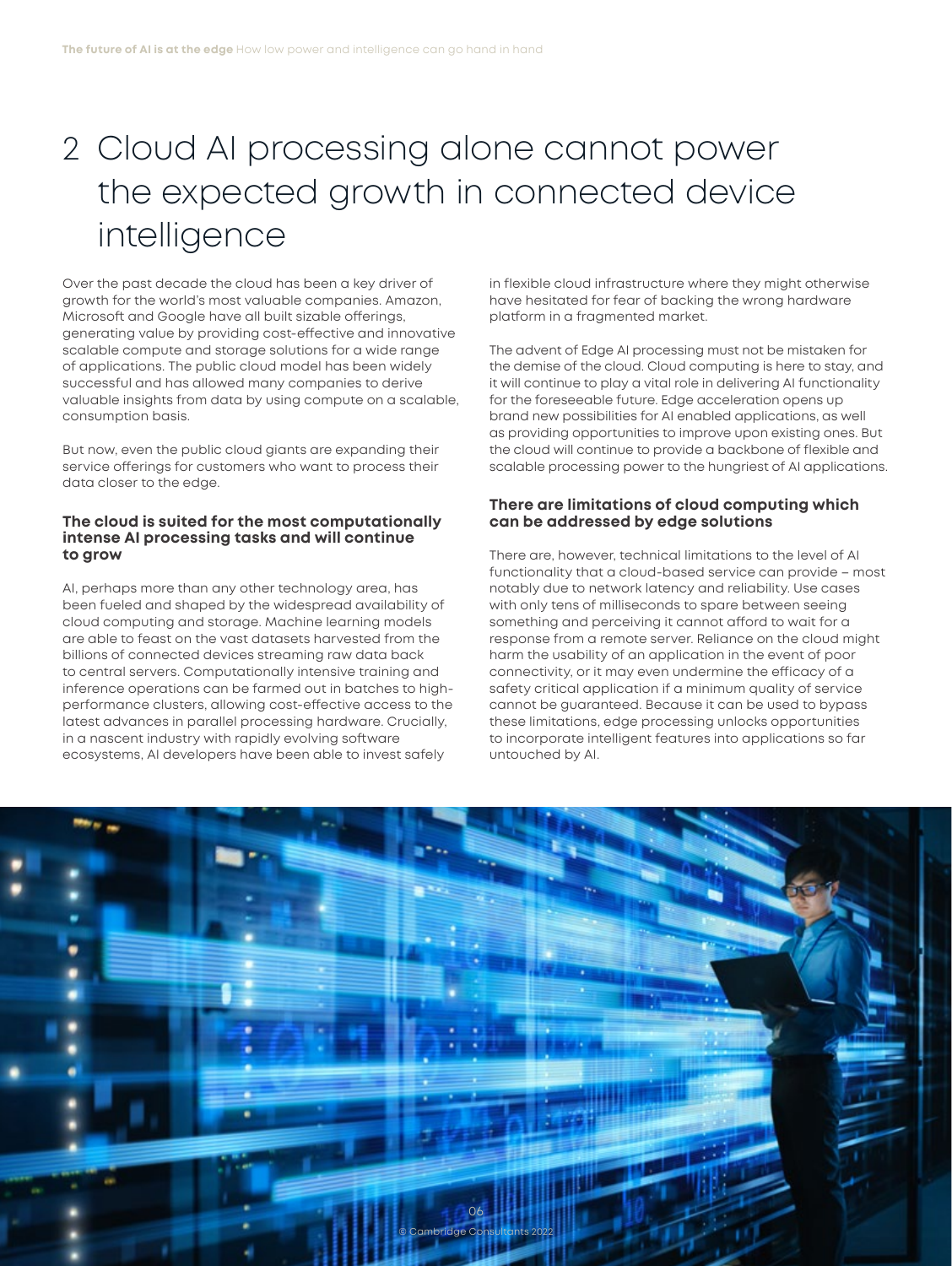# 2 Cloud AI processing alone cannot power the expected growth in connected device intelligence

Over the past decade the cloud has been a key driver of growth for the world's most valuable companies. Amazon, Microsoft and Google have all built sizable offerings, generating value by providing cost-effective and innovative scalable compute and storage solutions for a wide range of applications. The public cloud model has been widely successful and has allowed many companies to derive valuable insights from data by using compute on a scalable, consumption basis.

But now, even the public cloud giants are expanding their service offerings for customers who want to process their data closer to the edge.

### The cloud is suited for the most computationally intense AI processing tasks and will continue to grow

AI, perhaps more than any other technology area, has been fueled and shaped by the widespread availability of cloud computing and storage. Machine learning models are able to feast on the vast datasets harvested from the billions of connected devices streaming raw data back to central servers. Computationally intensive training and inference operations can be farmed out in batches to high-performance clusters, allowing cost-effective access to the latest advances in parallel processing hardware. Crucially, in a nascent industry with rapidly evolving software ecosystems, AI developers have been able to invest safely in flexible cloud infrastructure where they might otherwise have hesitated for fear of backing the wrong hardware platform in a fragmented market.

The advent of Edge AI processing must not be mistaken for the demise of the cloud. Cloud computing is here to stay, and it will continue to play a vital role in delivering AI functionality for the foreseeable future. Edge acceleration opens up brand new possibilities for AI enabled applications, as well as providing opportunities to improve upon existing ones. But the cloud will continue to provide a backbone of flexible and scalable processing power to the hungriest of AI applications.

### There are limitations of cloud computing which can be addressed by edge solutions

There are, however, technical limitations to the level of AI functionality that a cloud-based service can provide – most notably due to network latency and reliability. Use cases with only tens of milliseconds to spare between seeing something and perceiving it cannot afford to wait for a response from a remote server. Reliance on the cloud might harm the usability of an application in the event of poor connectivity, or it may even undermine the efficacy of a safety critical application if a minimum quality of service cannot be guaranteed. Because it can be used to bypass these limitations, edge processing unlocks opportunities to incorporate intelligent features into applications so far untouched by AI.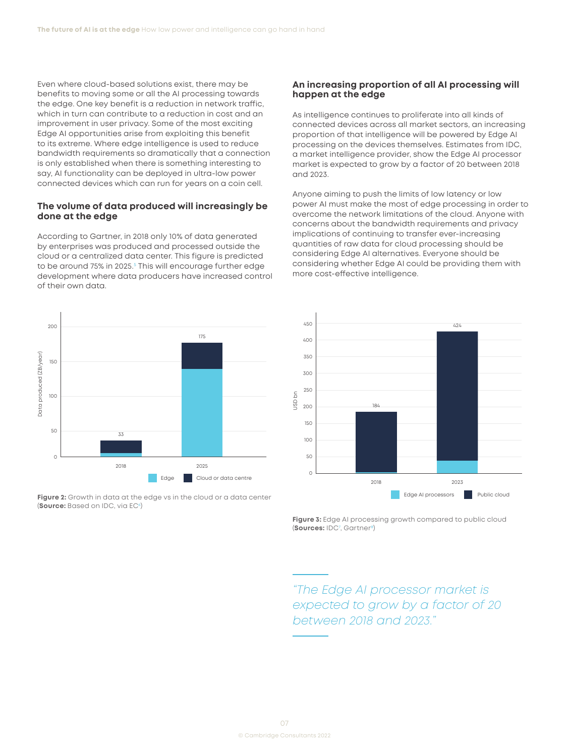Even where cloud-based solutions exist, there may be benefits to moving some or all the AI processing towards the edge. One key benefit is a reduction in network traffic, which in turn can contribute to a reduction in cost and an improvement in user privacy. Some of the most exciting Edge AI opportunities arise from exploiting this benefit to its extreme. Where edge intelligence is used to reduce bandwidth requirements so dramatically that a connection is only established when there is something interesting to say, AI functionality can be deployed in ultra-low power connected devices which can run for years on a coin cell.

## The volume of data produced will increasingly be done at the edge

According to Gartner, in 2018 only 10% of data generated by enterprises was produced and processed outside the cloud or a centralized data center. This figure is predicted to be around 75% in 2025.[5] This will encourage further edge development where data producers have increased control of their own data.

**Figure 2:** Growth in data at the edge vs in the cloud or a data center (**Source:** Based on IDC, via EC[6])

## An increasing proportion of all AI processing will happen at the edge

As intelligence continues to proliferate into all kinds of connected devices across all market sectors, an increasing proportion of that intelligence will be powered by Edge AI processing on the devices themselves. Estimates from IDC, a market intelligence provider, show the Edge AI processor market is expected to grow by a factor of 20 between 2018 and 2023.

Anyone aiming to push the limits of low latency or low power AI must make the most of edge processing in order to overcome the network limitations of the cloud. Anyone with concerns about the bandwidth requirements and privacy implications of continuing to transfer ever-increasing quantities of raw data for cloud processing should be considering Edge AI alternatives. Everyone should be considering whether Edge AI could be providing them with more cost-effective intelligence.

**Figure 3:** Edge AI processing growth compared to public cloud (**Sources:** IDC[7], Gartner[8])

*"The Edge AI processor market is expected to grow by a factor of 20 between 2018 and 2023."*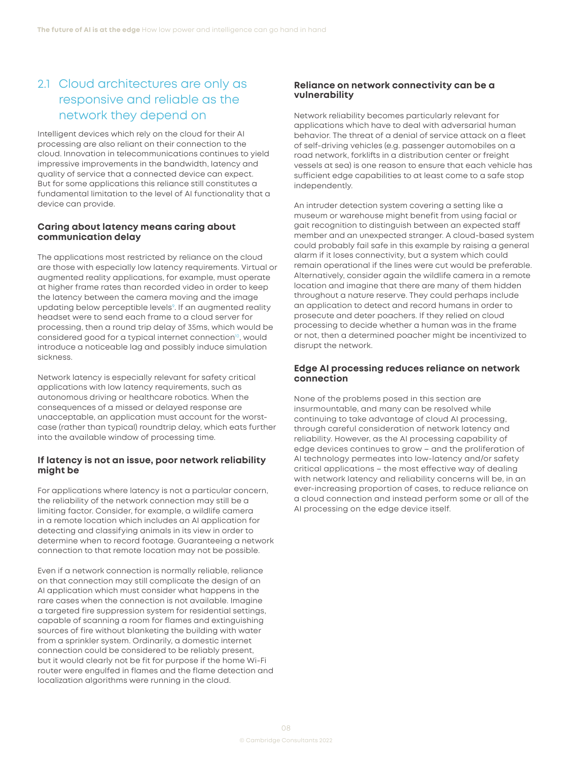## 2.1 Cloud architectures are only as responsive and reliable as the network they depend on

Intelligent devices which rely on the cloud for their AI processing are also reliant on their connection to the cloud. Innovation in telecommunications continues to yield impressive improvements in the bandwidth, latency and quality of service that a connected device can expect. But for some applications this reliance still constitutes a fundamental limitation to the level of AI functionality that a device can provide.

### Caring about latency means caring about communication delay

The applications most restricted by reliance on the cloud are those with especially low latency requirements. Virtual or augmented reality applications, for example, must operate at higher frame rates than recorded video in order to keep the latency between the camera moving and the image updating below perceptible levels[9]. If an augmented reality headset were to send each frame to a cloud server for processing, then a round trip delay of 35ms, which would be considered good for a typical internet connection[10], would introduce a noticeable lag and possibly induce simulation sickness.

Network latency is especially relevant for safety critical applications with low latency requirements, such as autonomous driving or healthcare robotics. When the consequences of a missed or delayed response are unacceptable, an application must account for the worst-case (rather than typical) roundtrip delay, which eats further into the available window of processing time.

### If latency is not an issue, poor network reliability might be

For applications where latency is not a particular concern, the reliability of the network connection may still be a limiting factor. Consider, for example, a wildlife camera in a remote location which includes an AI application for detecting and classifying animals in its view in order to determine when to record footage. Guaranteeing a network connection to that remote location may not be possible.

Even if a network connection is normally reliable, reliance on that connection may still complicate the design of an AI application which must consider what happens in the rare cases when the connection is not available. Imagine a targeted fire suppression system for residential settings, capable of scanning a room for flames and extinguishing sources of fire without blanketing the building with water from a sprinkler system. Ordinarily, a domestic internet connection could be considered to be reliably present, but it would clearly not be fit for purpose if the home Wi-Fi router were engulfed in flames and the flame detection and localization algorithms were running in the cloud.

### Reliance on network connectivity can be a vulnerability

Network reliability becomes particularly relevant for applications which have to deal with adversarial human behavior. The threat of a denial of service attack on a fleet of self-driving vehicles (e.g. passenger automobiles on a road network, forklifts in a distribution center or freight vessels at sea) is one reason to ensure that each vehicle has sufficient edge capabilities to at least come to a safe stop independently.

An intruder detection system covering a setting like a museum or warehouse might benefit from using facial or gait recognition to distinguish between an expected staff member and an unexpected stranger. A cloud-based system could probably fail safe in this example by raising a general alarm if it loses connectivity, but a system which could remain operational if the lines were cut would be preferable. Alternatively, consider again the wildlife camera in a remote location and imagine that there are many of them hidden throughout a nature reserve. They could perhaps include an application to detect and record humans in order to prosecute and deter poachers. If they relied on cloud processing to decide whether a human was in the frame or not, then a determined poacher might be incentivized to disrupt the network.

### Edge AI processing reduces reliance on network connection

None of the problems posed in this section are insurmountable, and many can be resolved while continuing to take advantage of cloud AI processing, through careful consideration of network latency and reliability. However, as the AI processing capability of edge devices continues to grow – and the proliferation of AI technology permeates into low-latency and/or safety critical applications – the most effective way of dealing with network latency and reliability concerns will be, in an ever-increasing proportion of cases, to reduce reliance on a cloud connection and instead perform some or all of the AI processing on the edge device itself.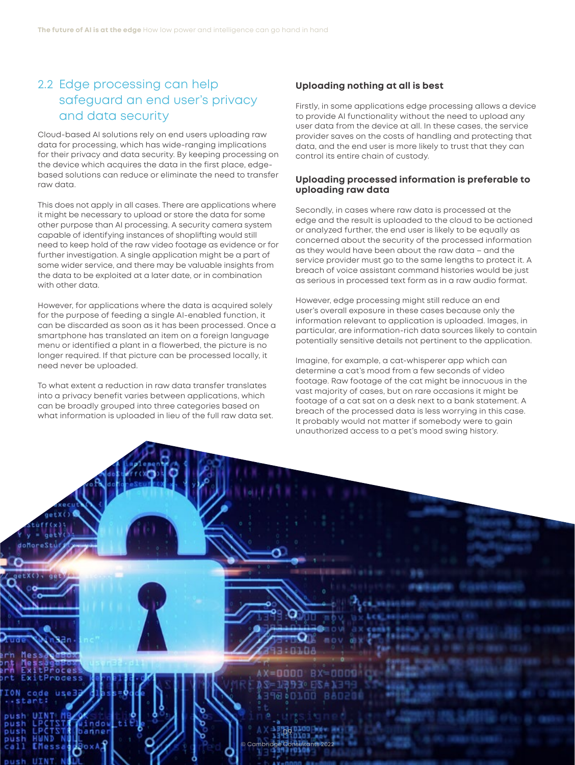## 2.2 Edge processing can help safeguard an end user's privacy and data security

Cloud-based AI solutions rely on end users uploading raw data for processing, which has wide-ranging implications for their privacy and data security. By keeping processing on the device which acquires the data in the first place, edge-based solutions can reduce or eliminate the need to transfer raw data.

This does not apply in all cases. There are applications where it might be necessary to upload or store the data for some other purpose than AI processing. A security camera system capable of identifying instances of shoplifting would still need to keep hold of the raw video footage as evidence or for further investigation. A single application might be a part of some wider service, and there may be valuable insights from the data to be exploited at a later date, or in combination with other data.

However, for applications where the data is acquired solely for the purpose of feeding a single AI-enabled function, it can be discarded as soon as it has been processed. Once a smartphone has translated an item on a foreign language menu or identified a plant in a flowerbed, the picture is no longer required. If that picture can be processed locally, it need never be uploaded.

To what extent a reduction in raw data transfer translates into a privacy benefit varies between applications, which can be broadly grouped into three categories based on what information is uploaded in lieu of the full raw data set.

### Uploading nothing at all is best

Firstly, in some applications edge processing allows a device to provide AI functionality without the need to upload any user data from the device at all. In these cases, the service provider saves on the costs of handling and protecting that data, and the end user is more likely to trust that they can control its entire chain of custody.

### Uploading processed information is preferable to uploading raw data

Secondly, in cases where raw data is processed at the edge and the result is uploaded to the cloud to be actioned or analyzed further, the end user is likely to be equally as concerned about the security of the processed information as they would have been about the raw data – and the service provider must go to the same lengths to protect it. A breach of voice assistant command histories would be just as serious in processed text form as in a raw audio format.

However, edge processing might still reduce an end user's overall exposure in these cases because only the information relevant to application is uploaded. Images, in particular, are information-rich data sources likely to contain potentially sensitive details not pertinent to the application.

Imagine, for example, a cat-whisperer app which can determine a cat's mood from a few seconds of video footage. Raw footage of the cat might be innocuous in the vast majority of cases, but on rare occasions it might be footage of a cat sat on a desk next to a bank statement. A breach of the processed data is less worrying in this case. It probably would not matter if somebody were to gain unauthorized access to a pet's mood swing history.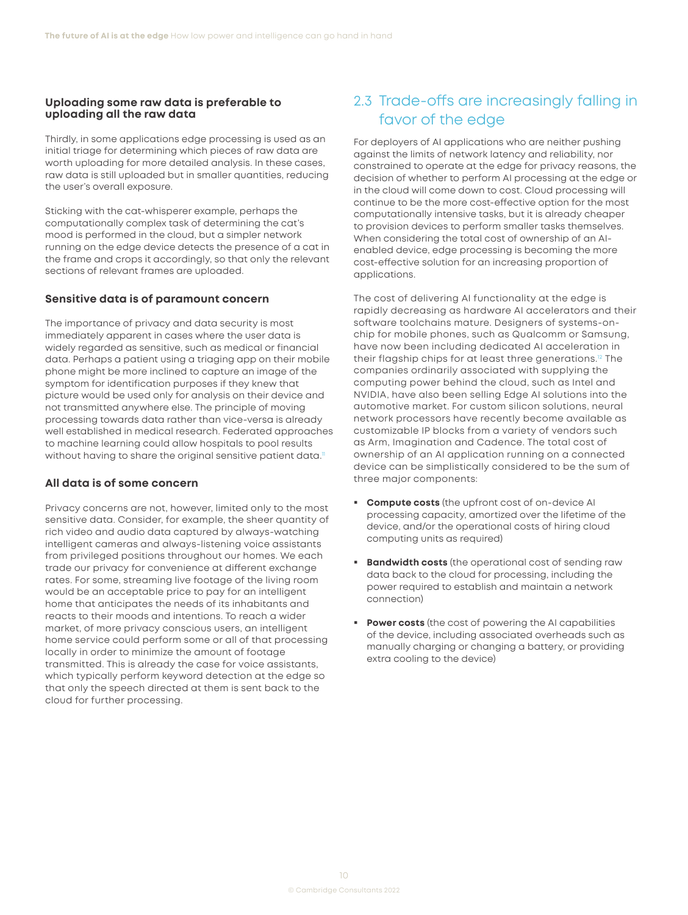### Uploading some raw data is preferable to uploading all the raw data

Thirdly, in some applications edge processing is used as an initial triage for determining which pieces of raw data are worth uploading for more detailed analysis. In these cases, raw data is still uploaded but in smaller quantities, reducing the user's overall exposure.

Sticking with the cat-whisperer example, perhaps the computationally complex task of determining the cat's mood is performed in the cloud, but a simpler network running on the edge device detects the presence of a cat in the frame and crops it accordingly, so that only the relevant sections of relevant frames are uploaded.

### Sensitive data is of paramount concern

The importance of privacy and data security is most immediately apparent in cases where the user data is widely regarded as sensitive, such as medical or financial data. Perhaps a patient using a triaging app on their mobile phone might be more inclined to capture an image of the symptom for identification purposes if they knew that picture would be used only for analysis on their device and not transmitted anywhere else. The principle of moving processing towards data rather than vice-versa is already well established in medical research. Federated approaches to machine learning could allow hospitals to pool results without having to share the original sensitive patient data.[11]

### All data is of some concern

Privacy concerns are not, however, limited only to the most sensitive data. Consider, for example, the sheer quantity of rich video and audio data captured by always-watching intelligent cameras and always-listening voice assistants from privileged positions throughout our homes. We each trade our privacy for convenience at different exchange rates. For some, streaming live footage of the living room would be an acceptable price to pay for an intelligent home that anticipates the needs of its inhabitants and reacts to their moods and intentions. To reach a wider market, of more privacy conscious users, an intelligent home service could perform some or all of that processing locally in order to minimize the amount of footage transmitted. This is already the case for voice assistants, which typically perform keyword detection at the edge so that only the speech directed at them is sent back to the cloud for further processing.

## 2.3 Trade-offs are increasingly falling in favor of the edge

For deployers of AI applications who are neither pushing against the limits of network latency and reliability, nor constrained to operate at the edge for privacy reasons, the decision of whether to perform AI processing at the edge or in the cloud will come down to cost. Cloud processing will continue to be the more cost-effective option for the most computationally intensive tasks, but it is already cheaper to provision devices to perform smaller tasks themselves. When considering the total cost of ownership of an AI-enabled device, edge processing is becoming the more cost-effective solution for an increasing proportion of applications.

The cost of delivering AI functionality at the edge is rapidly decreasing as hardware AI accelerators and their software toolchains mature. Designers of systems-on-chip for mobile phones, such as Qualcomm or Samsung, have now been including dedicated AI acceleration in their flagship chips for at least three generations.[12] The companies ordinarily associated with supplying the computing power behind the cloud, such as Intel and NVIDIA, have also been selling Edge AI solutions into the automotive market. For custom silicon solutions, neural network processors have recently become available as customizable IP blocks from a variety of vendors such as Arm, Imagination and Cadence. The total cost of ownership of an AI application running on a connected device can be simplistically considered to be the sum of three major components:

- **Compute costs** (the upfront cost of on-device AI processing capacity, amortized over the lifetime of the device, and/or the operational costs of hiring cloud computing units as required)
- **Bandwidth costs** (the operational cost of sending raw data back to the cloud for processing, including the power required to establish and maintain a network connection)
- **Power costs** (the cost of powering the AI capabilities of the device, including associated overheads such as manually charging or changing a battery, or providing extra cooling to the device)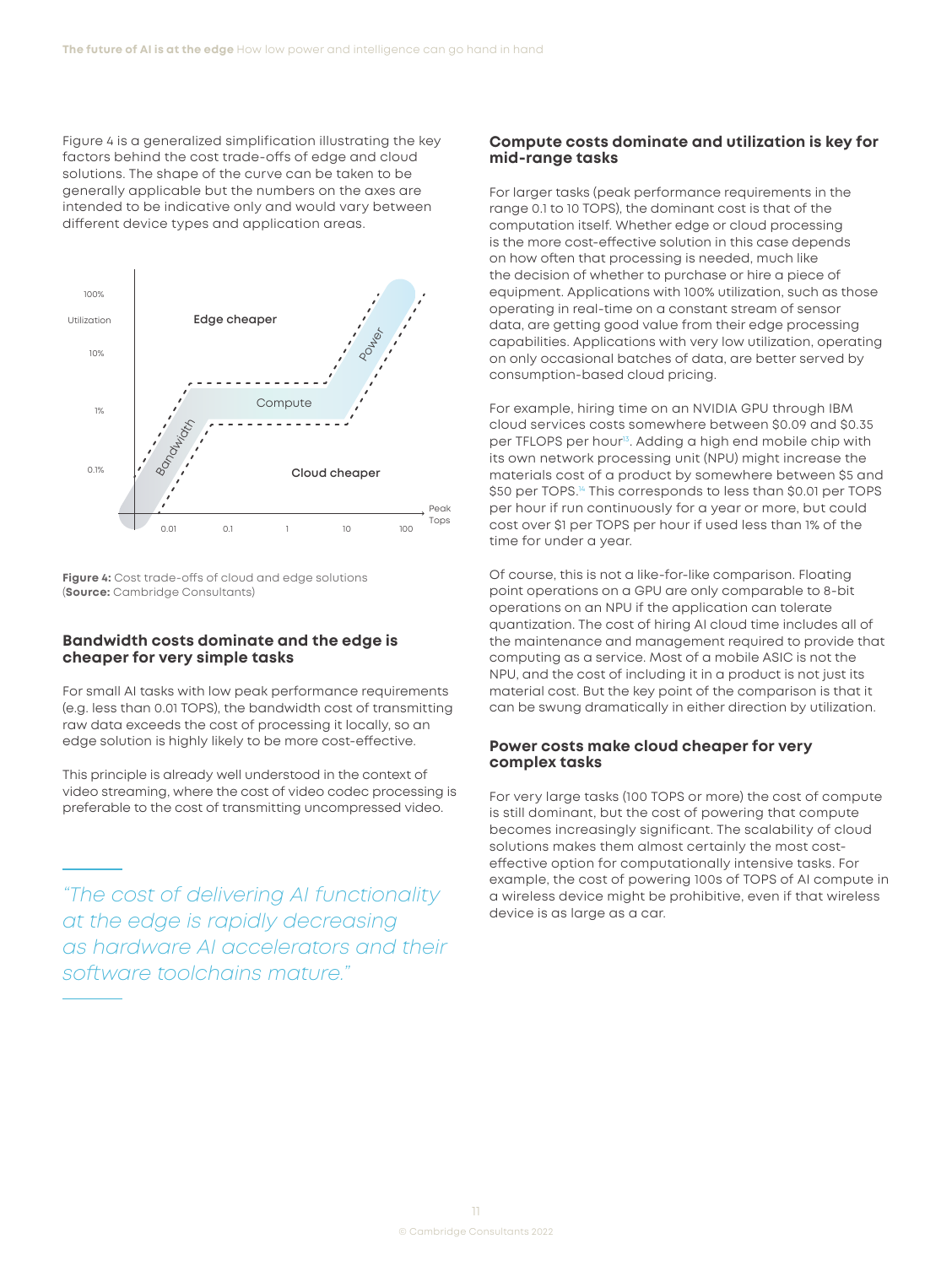Figure 4 is a generalized simplification illustrating the key factors behind the cost trade-offs of edge and cloud solutions. The shape of the curve can be taken to be generally applicable but the numbers on the axes are intended to be indicative only and would vary between different device types and application areas.

**Figure 4:** Cost trade-offs of cloud and edge solutions (**Source:** Cambridge Consultants)

### Bandwidth costs dominate and the edge is cheaper for very simple tasks

For small AI tasks with low peak performance requirements (e.g. less than 0.01 TOPS), the bandwidth cost of transmitting raw data exceeds the cost of processing it locally, so an edge solution is highly likely to be more cost-effective.

This principle is already well understood in the context of video streaming, where the cost of video codec processing is preferable to the cost of transmitting uncompressed video.

*"The cost of delivering AI functionality at the edge is rapidly decreasing as hardware AI accelerators and their software toolchains mature."*

### Compute costs dominate and utilization is key for mid-range tasks

For larger tasks (peak performance requirements in the range 0.1 to 10 TOPS), the dominant cost is that of the computation itself. Whether edge or cloud processing is the more cost-effective solution in this case depends on how often that processing is needed, much like the decision of whether to purchase or hire a piece of equipment. Applications with 100% utilization, such as those operating in real-time on a constant stream of sensor data, are getting good value from their edge processing capabilities. Applications with very low utilization, operating on only occasional batches of data, are better served by consumption-based cloud pricing.

For example, hiring time on an NVIDIA GPU through IBM cloud services costs somewhere between $0.09 and $0.35 per TFLOPS per hour[13]. Adding a high end mobile chip with its own network processing unit (NPU) might increase the materials cost of a product by somewhere between $5 and $50 per TOPS.[14] This corresponds to less than $0.01 per TOPS per hour if run continuously for a year or more, but could cost over $1 per TOPS per hour if used less than 1% of the time for under a year.

Of course, this is not a like-for-like comparison. Floating point operations on a GPU are only comparable to 8-bit operations on an NPU if the application can tolerate quantization. The cost of hiring AI cloud time includes all of the maintenance and management required to provide that computing as a service. Most of a mobile ASIC is not the NPU, and the cost of including it in a product is not just its material cost. But the key point of the comparison is that it can be swung dramatically in either direction by utilization.

### Power costs make cloud cheaper for very complex tasks

For very large tasks (100 TOPS or more) the cost of compute is still dominant, but the cost of powering that compute becomes increasingly significant. The scalability of cloud solutions makes them almost certainly the most cost-effective option for computationally intensive tasks. For example, the cost of powering 100s of TOPS of AI compute in a wireless device might be prohibitive, even if that wireless device is as large as a car.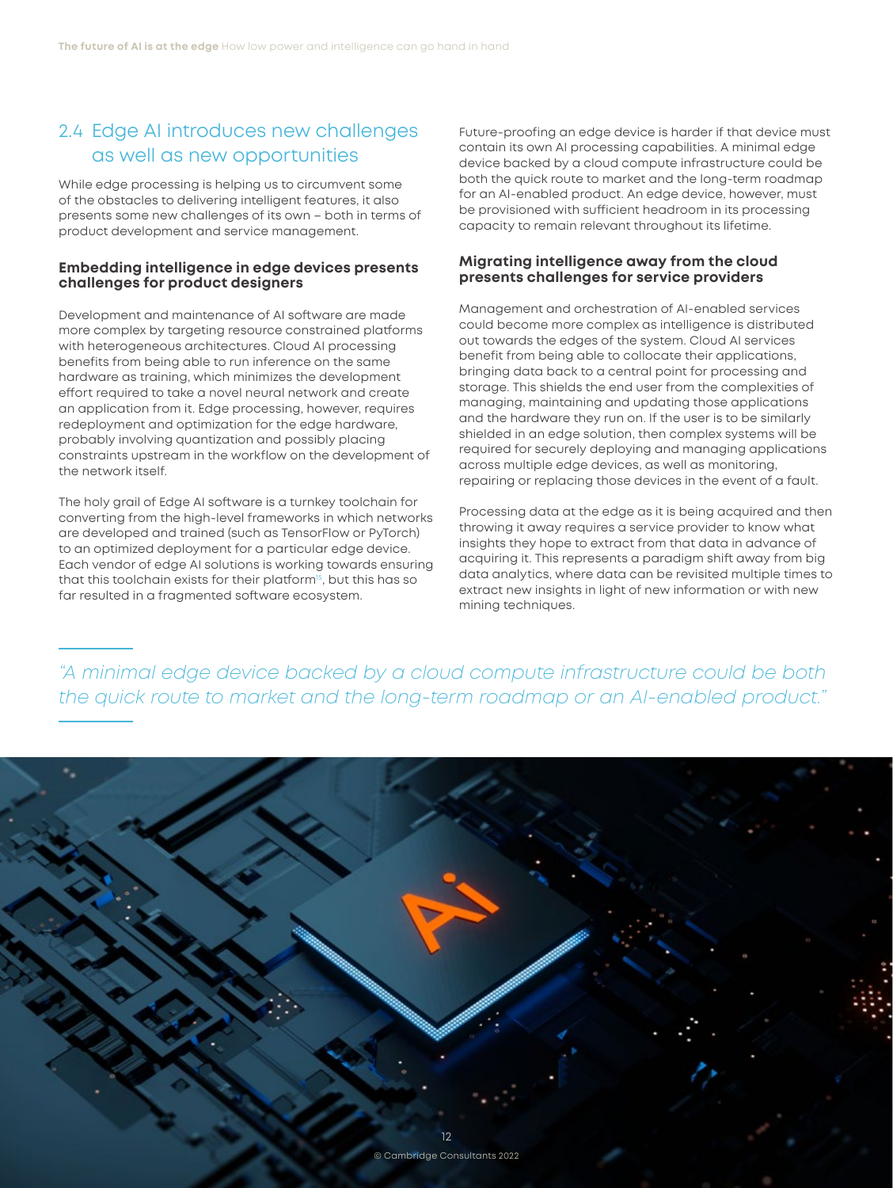## 2.4 Edge AI introduces new challenges as well as new opportunities

While edge processing is helping us to circumvent some of the obstacles to delivering intelligent features, it also presents some new challenges of its own – both in terms of product development and service management.

### Embedding intelligence in edge devices presents challenges for product designers

Development and maintenance of AI software are made more complex by targeting resource constrained platforms with heterogeneous architectures. Cloud AI processing benefits from being able to run inference on the same hardware as training, which minimizes the development effort required to take a novel neural network and create an application from it. Edge processing, however, requires redeployment and optimization for the edge hardware, probably involving quantization and possibly placing constraints upstream in the workflow on the development of the network itself.

The holy grail of Edge AI software is a turnkey toolchain for converting from the high-level frameworks in which networks are developed and trained (such as TensorFlow or PyTorch) to an optimized deployment for a particular edge device. Each vendor of edge AI solutions is working towards ensuring that this toolchain exists for their platform[15], but this has so far resulted in a fragmented software ecosystem.

Future-proofing an edge device is harder if that device must contain its own AI processing capabilities. A minimal edge device backed by a cloud compute infrastructure could be both the quick route to market and the long-term roadmap for an AI-enabled product. An edge device, however, must be provisioned with sufficient headroom in its processing capacity to remain relevant throughout its lifetime.

### Migrating intelligence away from the cloud presents challenges for service providers

Management and orchestration of AI-enabled services could become more complex as intelligence is distributed out towards the edges of the system. Cloud AI services benefit from being able to collocate their applications, bringing data back to a central point for processing and storage. This shields the end user from the complexities of managing, maintaining and updating those applications and the hardware they run on. If the user is to be similarly shielded in an edge solution, then complex systems will be required for securely deploying and managing applications across multiple edge devices, as well as monitoring, repairing or replacing those devices in the event of a fault.

Processing data at the edge as it is being acquired and then throwing it away requires a service provider to know what insights they hope to extract from that data in advance of acquiring it. This represents a paradigm shift away from big data analytics, where data can be revisited multiple times to extract new insights in light of new information or with new mining techniques.

*"A minimal edge device backed by a cloud compute infrastructure could be both the quick route to market and the long-term roadmap or an AI-enabled product."*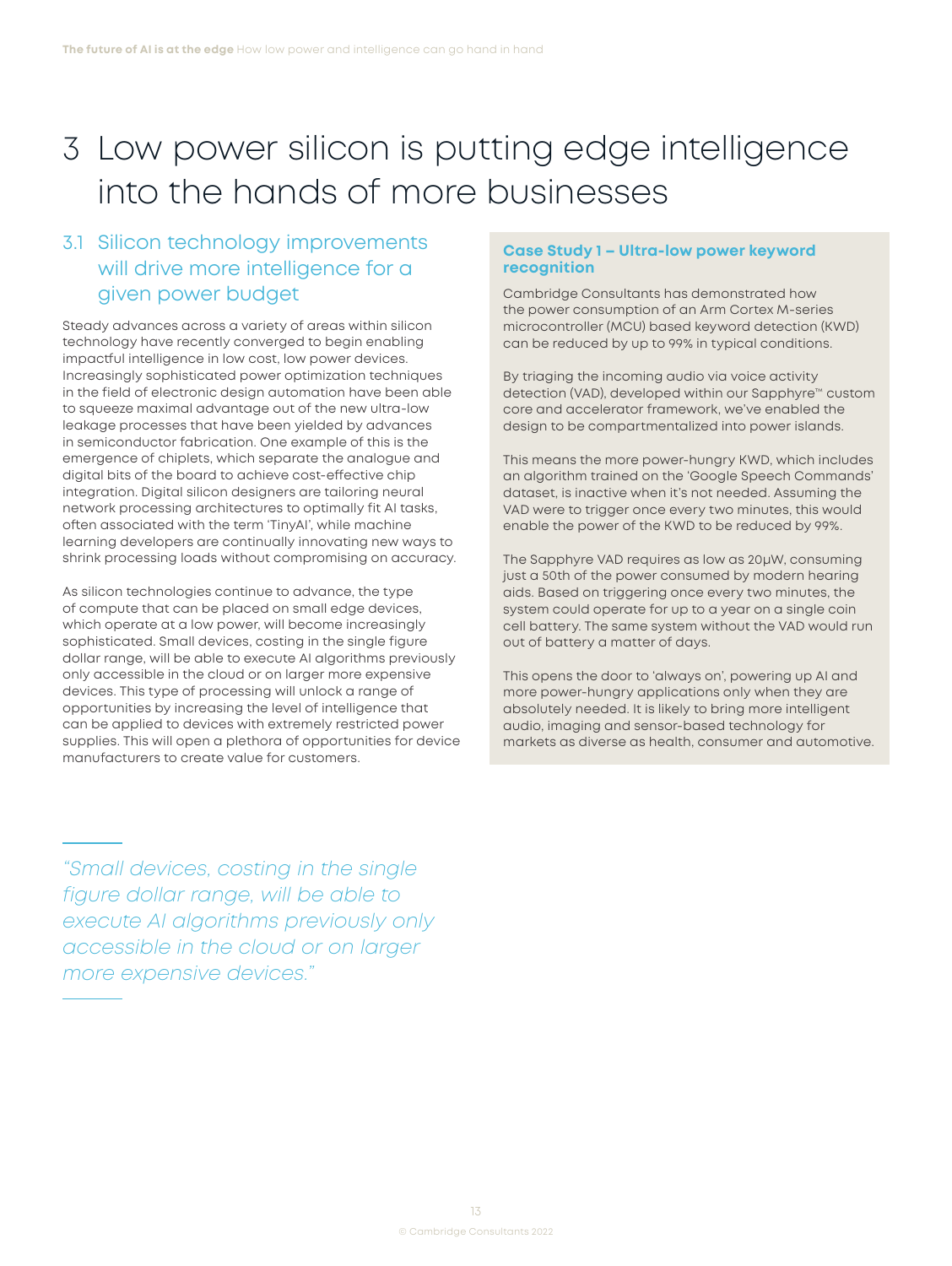# 3 Low power silicon is putting edge intelligence into the hands of more businesses

## 3.1 Silicon technology improvements will drive more intelligence for a given power budget

Steady advances across a variety of areas within silicon technology have recently converged to begin enabling impactful intelligence in low cost, low power devices. Increasingly sophisticated power optimization techniques in the field of electronic design automation have been able to squeeze maximal advantage out of the new ultra-low leakage processes that have been yielded by advances in semiconductor fabrication. One example of this is the emergence of chiplets, which separate the analogue and digital bits of the board to achieve cost-effective chip integration. Digital silicon designers are tailoring neural network processing architectures to optimally fit AI tasks, often associated with the term 'TinyAI', while machine learning developers are continually innovating new ways to shrink processing loads without compromising on accuracy.

As silicon technologies continue to advance, the type of compute that can be placed on small edge devices, which operate at a low power, will become increasingly sophisticated. Small devices, costing in the single figure dollar range, will be able to execute AI algorithms previously only accessible in the cloud or on larger more expensive devices. This type of processing will unlock a range of opportunities by increasing the level of intelligence that can be applied to devices with extremely restricted power supplies. This will open a plethora of opportunities for device manufacturers to create value for customers.

### Case Study 1 – Ultra-low power keyword recognition

Cambridge Consultants has demonstrated how the power consumption of an Arm Cortex M-series microcontroller (MCU) based keyword detection (KWD) can be reduced by up to 99% in typical conditions.

By triaging the incoming audio via voice activity detection (VAD), developed within our Sapphyre™ custom core and accelerator framework, we've enabled the design to be compartmentalized into power islands.

This means the more power-hungry KWD, which includes an algorithm trained on the 'Google Speech Commands' dataset, is inactive when it's not needed. Assuming the VAD were to trigger once every two minutes, this would enable the power of the KWD to be reduced by 99%.

The Sapphyre VAD requires as low as 20µW, consuming just a 50th of the power consumed by modern hearing aids. Based on triggering once every two minutes, the system could operate for up to a year on a single coin cell battery. The same system without the VAD would run out of battery a matter of days.

This opens the door to 'always on', powering up AI and more power-hungry applications only when they are absolutely needed. It is likely to bring more intelligent audio, imaging and sensor-based technology for markets as diverse as health, consumer and automotive.

> *"Small devices, costing in the single figure dollar range, will be able to execute AI algorithms previously only accessible in the cloud or on larger more expensive devices."*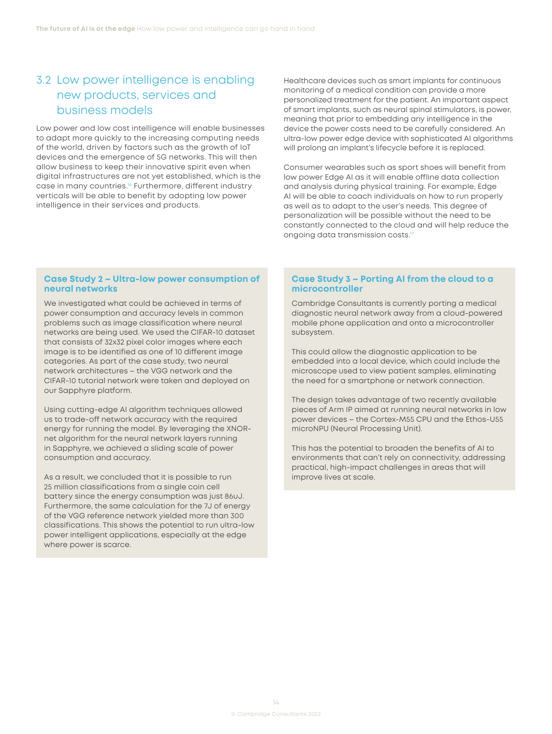## 3.2 Low power intelligence is enabling new products, services and business models

Low power and low cost intelligence will enable businesses to adapt more quickly to the increasing computing needs of the world, driven by factors such as the growth of IoT devices and the emergence of 5G networks. This will then allow business to keep their innovative spirit even when digital infrastructures are not yet established, which is the case in many countries.[16] Furthermore, different industry verticals will be able to benefit by adopting low power intelligence in their services and products.

Healthcare devices such as smart implants for continuous monitoring of a medical condition can provide a more personalized treatment for the patient. An important aspect of smart implants, such as neural spinal stimulators, is power, meaning that prior to embedding any intelligence in the device the power costs need to be carefully considered. An ultra-low power edge device with sophisticated AI algorithms will prolong an implant's lifecycle before it is replaced.

Consumer wearables such as sport shoes will benefit from low power Edge AI as it will enable offline data collection and analysis during physical training. For example, Edge AI will be able to coach individuals on how to run properly as well as to adapt to the user's needs. This degree of personalization will be possible without the need to be constantly connected to the cloud and will help reduce the ongoing data transmission costs.[17]

### Case Study 2 – Ultra-low power consumption of neural networks

We investigated what could be achieved in terms of power consumption and accuracy levels in common problems such as image classification where neural networks are being used. We used the CIFAR-10 dataset that consists of 32x32 pixel color images where each image is to be identified as one of 10 different image categories. As part of the case study, two neural network architectures – the VGG network and the CIFAR-10 tutorial network were taken and deployed on our Sapphyre platform.

Using cutting-edge AI algorithm techniques allowed us to trade-off network accuracy with the required energy for running the model. By leveraging the XNOR-net algorithm for the neural network layers running in Sapphyre, we achieved a sliding scale of power consumption and accuracy.

As a result, we concluded that it is possible to run 25 million classifications from a single coin cell battery since the energy consumption was just 86uJ. Furthermore, the same calculation for the 7J of energy of the VGG reference network yielded more than 300 classifications. This shows the potential to run ultra-low power intelligent applications, especially at the edge where power is scarce.

### Case Study 3 – Porting AI from the cloud to a microcontroller

Cambridge Consultants is currently porting a medical diagnostic neural network away from a cloud-powered mobile phone application and onto a microcontroller subsystem.

This could allow the diagnostic application to be embedded into a local device, which could include the microscope used to view patient samples, eliminating the need for a smartphone or network connection.

The design takes advantage of two recently available pieces of Arm IP aimed at running neural networks in low power devices – the Cortex-M55 CPU and the Ethos-U55 microNPU (Neural Processing Unit).

This has the potential to broaden the benefits of AI to environments that can't rely on connectivity, addressing practical, high-impact challenges in areas that will improve lives at scale.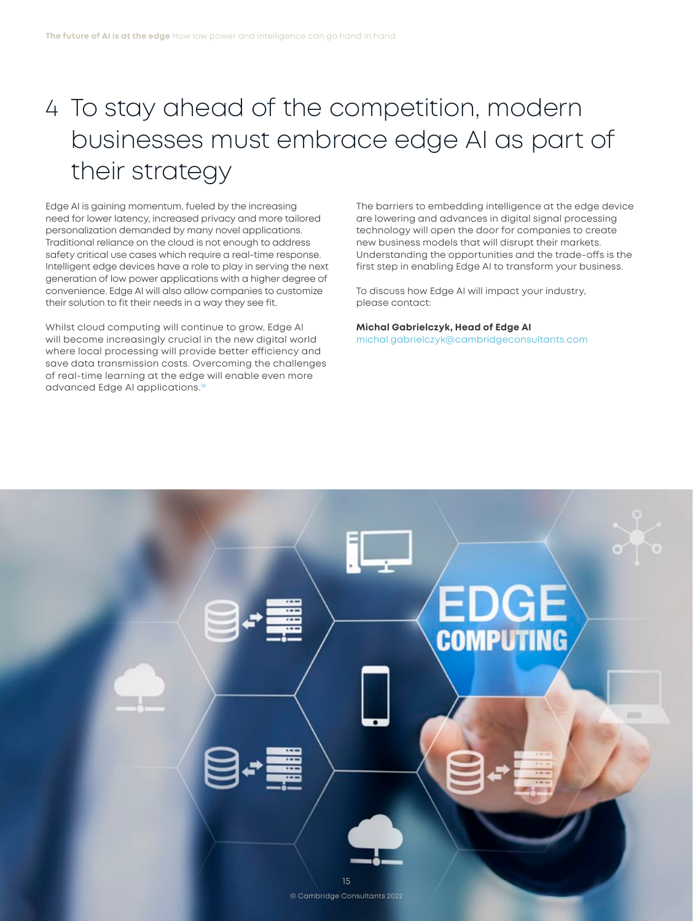# 4 To stay ahead of the competition, modern businesses must embrace edge AI as part of their strategy

Edge AI is gaining momentum, fueled by the increasing need for lower latency, increased privacy and more tailored personalization demanded by many novel applications. Traditional reliance on the cloud is not enough to address safety critical use cases which require a real-time response. Intelligent edge devices have a role to play in serving the next generation of low power applications with a higher degree of convenience. Edge AI will also allow companies to customize their solution to fit their needs in a way they see fit.

Whilst cloud computing will continue to grow, Edge AI will become increasingly crucial in the new digital world where local processing will provide better efficiency and save data transmission costs. Overcoming the challenges of real-time learning at the edge will enable even more advanced Edge AI applications.[18]

The barriers to embedding intelligence at the edge device are lowering and advances in digital signal processing technology will open the door for companies to create new business models that will disrupt their markets. Understanding the opportunities and the trade-offs is the first step in enabling Edge AI to transform your business.

To discuss how Edge AI will impact your industry, please contact:

**Michal Gabrielczyk, Head of Edge AI**
michal.gabrielczyk@cambridgeconsultants.com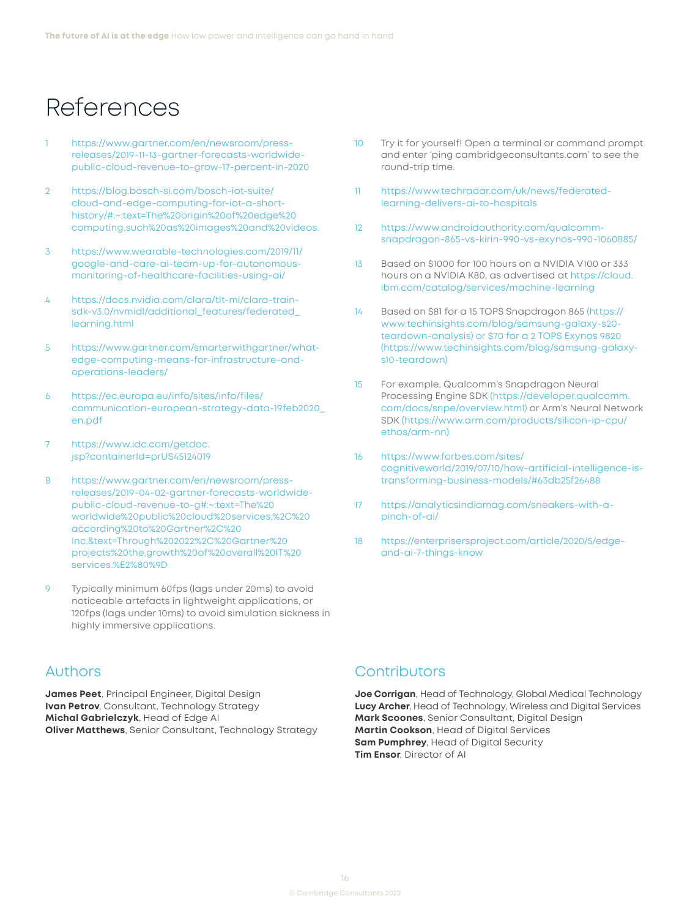# References

1. https://www.gartner.com/en/newsroom/press-releases/2019-11-13-gartner-forecasts-worldwide-public-cloud-revenue-to-grow-17-percent-in-2020
2. https://blog.bosch-si.com/bosch-iot-suite/cloud-and-edge-computing-for-iot-a-short-history/#:~:text=The%20origin%20of%20edge%20computing,such%20as%20images%20and%20videos.
3. https://www.wearable-technologies.com/2019/11/google-and-care-ai-team-up-for-autonomous-monitoring-of-healthcare-facilities-using-ai/
4. https://docs.nvidia.com/clara/tlt-mi/clara-train-sdk-v3.0/nvmidl/additional_features/federated_learning.html
5. https://www.gartner.com/smarterwithgartner/what-edge-computing-means-for-infrastructure-and-operations-leaders/
6. https://ec.europa.eu/info/sites/info/files/communication-european-strategy-data-19feb2020_en.pdf
7. https://www.idc.com/getdoc.jsp?containerId=prUS45124019
8. https://www.gartner.com/en/newsroom/press-releases/2019-04-02-gartner-forecasts-worldwide-public-cloud-revenue-to-g#:~:text=The%20worldwide%20public%20cloud%20services,%2C%20according%20to%20Gartner%2C%20Inc.&text=Through%202022%2C%20Gartner%20projects%20the,growth%20of%20overall%20IT%20services.%E2%80%9D
9. Typically minimum 60fps (lags under 20ms) to avoid noticeable artefacts in lightweight applications, or 120fps (lags under 10ms) to avoid simulation sickness in highly immersive applications.
10. Try it for yourself! Open a terminal or command prompt and enter 'ping cambridgeconsultants.com' to see the round-trip time.
11. https://www.techradar.com/uk/news/federated-learning-delivers-ai-to-hospitals
12. https://www.androidauthority.com/qualcomm-snapdragon-865-vs-kirin-990-vs-exynos-990-1060885/
13. Based on $1000 for 100 hours on a NVIDIA V100 or 333 hours on a NVIDIA K80, as advertised at https://cloud.ibm.com/catalog/services/machine-learning
14. Based on $81 for a 15 TOPS Snapdragon 865 (https://www.techinsights.com/blog/samsung-galaxy-s20-teardown-analysis) or $70 for a 2 TOPS Exynos 9820 (https://www.techinsights.com/blog/samsung-galaxy-s10-teardown)
15. For example, Qualcomm's Snapdragon Neural Processing Engine SDK (https://developer.qualcomm.com/docs/snpe/overview.html) or Arm's Neural Network SDK (https://www.arm.com/products/silicon-ip-cpu/ethos/arm-nn).
16. https://www.forbes.com/sites/cognitiveworld/2019/07/10/how-artificial-intelligence-is-transforming-business-models/#63db25f26488
17. https://analyticsindiamag.com/sneakers-with-a-pinch-of-ai/
18. https://enterprisersproject.com/article/2020/5/edge-and-ai-7-things-know

## Authors

**James Peet**, Principal Engineer, Digital Design
**Ivan Petrov**, Consultant, Technology Strategy
**Michal Gabrielczyk**, Head of Edge AI
**Oliver Matthews**, Senior Consultant, Technology Strategy

## Contributors

**Joe Corrigan**, Head of Technology, Global Medical Technology
**Lucy Archer**, Head of Technology, Wireless and Digital Services
**Mark Scoones**, Senior Consultant, Digital Design
**Martin Cookson**, Head of Digital Services
**Sam Pumphrey**, Head of Digital Security
**Tim Ensor**, Director of AI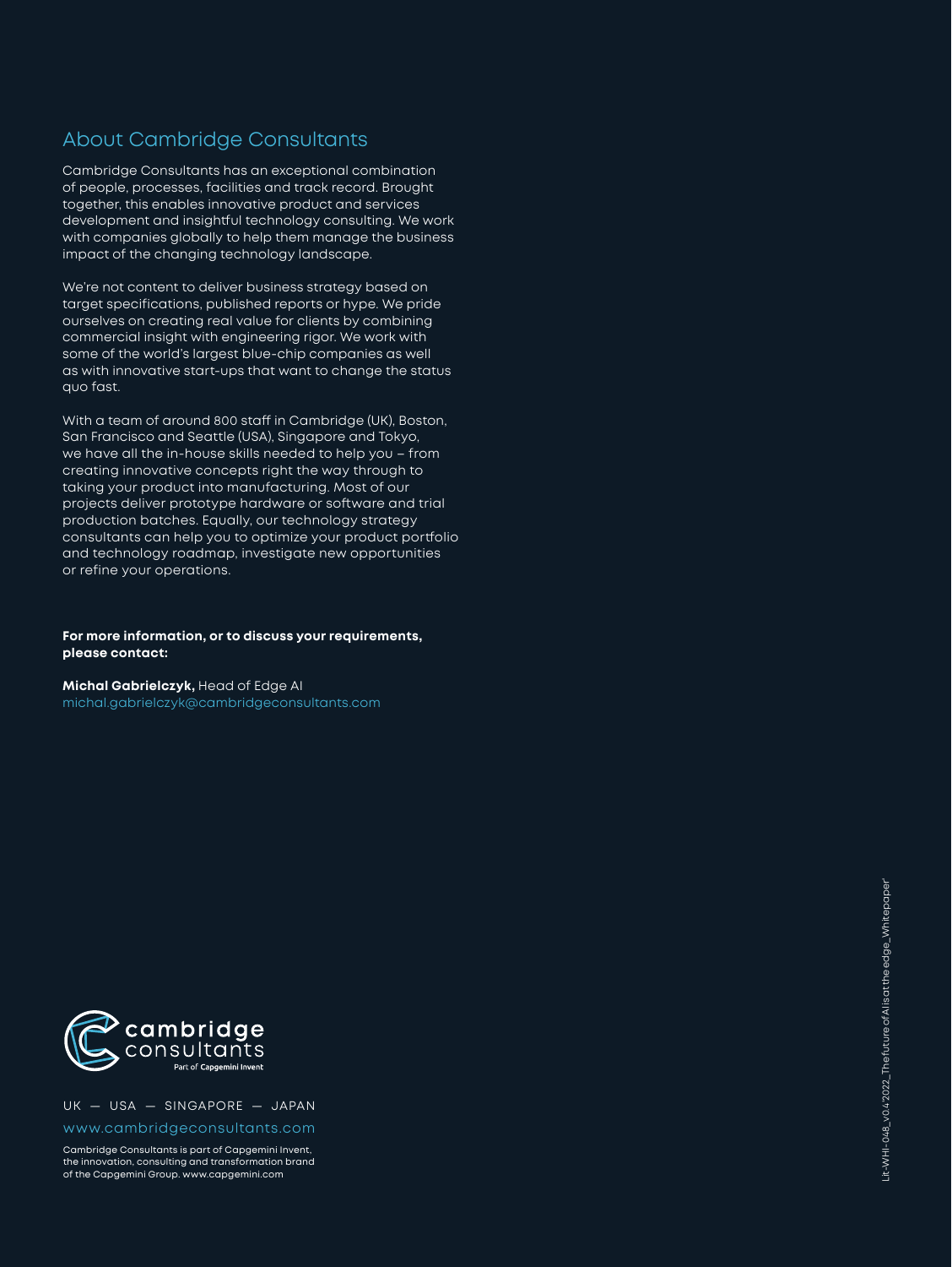## About Cambridge Consultants

Cambridge Consultants has an exceptional combination of people, processes, facilities and track record. Brought together, this enables innovative product and services development and insightful technology consulting. We work with companies globally to help them manage the business impact of the changing technology landscape.

We're not content to deliver business strategy based on target specifications, published reports or hype. We pride ourselves on creating real value for clients by combining commercial insight with engineering rigor. We work with some of the world's largest blue-chip companies as well as with innovative start-ups that want to change the status quo fast.

With a team of around 800 staff in Cambridge (UK), Boston, San Francisco and Seattle (USA), Singapore and Tokyo, we have all the in-house skills needed to help you – from creating innovative concepts right the way through to taking your product into manufacturing. Most of our projects deliver prototype hardware or software and trial production batches. Equally, our technology strategy consultants can help you to optimize your product portfolio and technology roadmap, investigate new opportunities or refine your operations.

**For more information, or to discuss your requirements, please contact:**

**Michal Gabrielczyk,** Head of Edge AI
michal.gabrielczyk@cambridgeconsultants.com

cambridge consultants
Part of Capgemini Invent

UK — USA — SINGAPORE — JAPAN

www.cambridgeconsultants.com

Cambridge Consultants is part of Capgemini Invent, the innovation, consulting and transformation brand of the Capgemini Group. www.capgemini.com

Lit-WHI-048_v0.4'2022_The future of AI is at the edge_Whitepaper'